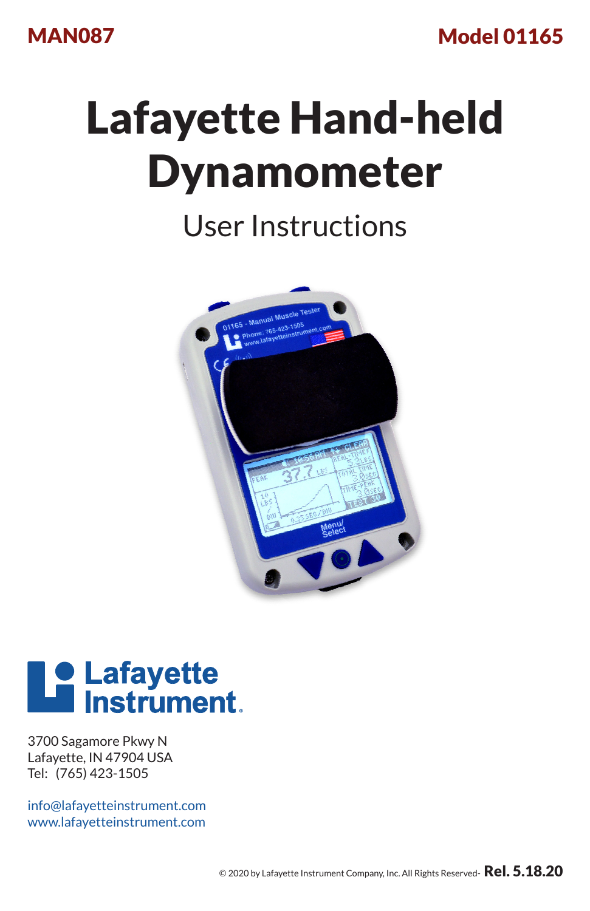MAN087

Model 01165

# Lafayette Hand-held Dynamometer

## User Instructions

Lafayette Instrument

3700 Sagamore Pkwy N
Lafayette, IN 47904 USA
Tel: (765) 423-1505

info@lafayetteinstrument.com
www.lafayetteinstrument.com

© 2020 by Lafayette Instrument Company, Inc. All Rights Reserved- **Rel. 5.18.20**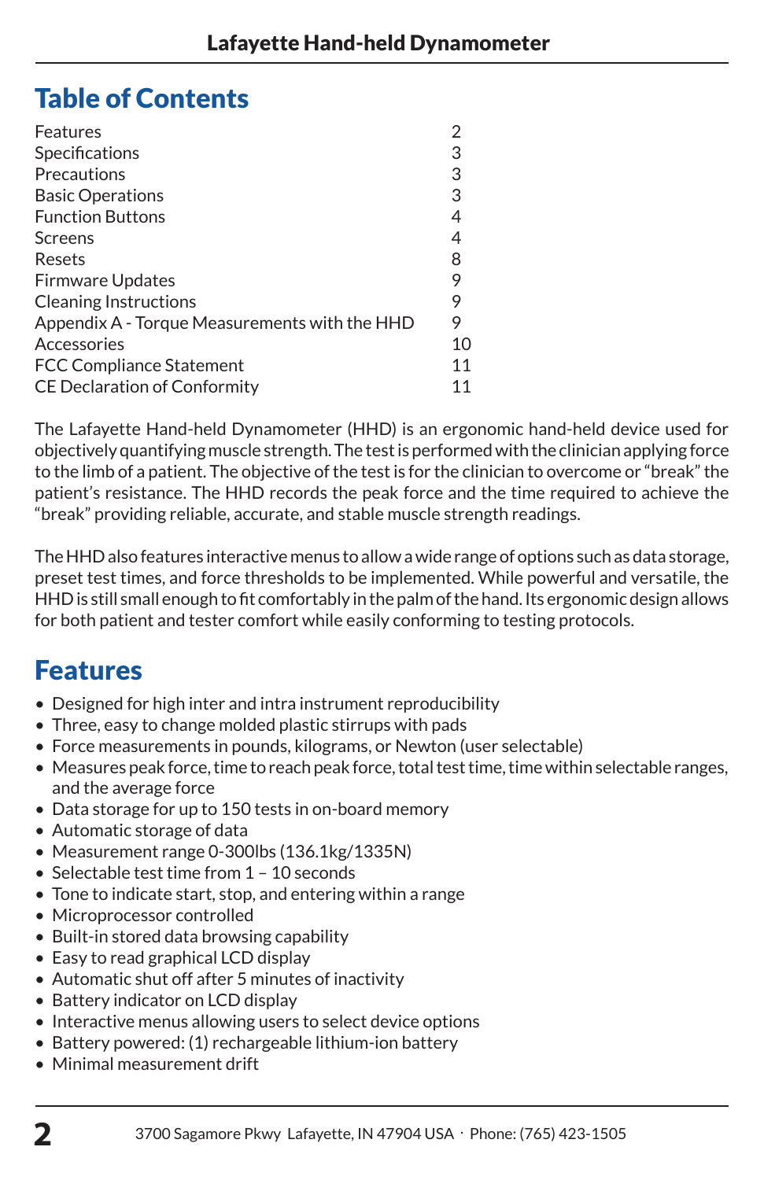## Table of Contents

| | |
|---|---|
| Features | 2 |
| Specifications | 3 |
| Precautions | 3 |
| Basic Operations | 3 |
| Function Buttons | 4 |
| Screens | 4 |
| Resets | 8 |
| Firmware Updates | 9 |
| Cleaning Instructions | 9 |
| Appendix A - Torque Measurements with the HHD | 9 |
| Accessories | 10 |
| FCC Compliance Statement | 11 |
| CE Declaration of Conformity | 11 |

The Lafayette Hand-held Dynamometer (HHD) is an ergonomic hand-held device used for objectively quantifying muscle strength. The test is performed with the clinician applying force to the limb of a patient. The objective of the test is for the clinician to overcome or "break" the patient's resistance. The HHD records the peak force and the time required to achieve the "break" providing reliable, accurate, and stable muscle strength readings.

The HHD also features interactive menus to allow a wide range of options such as data storage, preset test times, and force thresholds to be implemented. While powerful and versatile, the HHD is still small enough to fit comfortably in the palm of the hand. Its ergonomic design allows for both patient and tester comfort while easily conforming to testing protocols.

## Features

- Designed for high inter and intra instrument reproducibility
- Three, easy to change molded plastic stirrups with pads
- Force measurements in pounds, kilograms, or Newton (user selectable)
- Measures peak force, time to reach peak force, total test time, time within selectable ranges, and the average force
- Data storage for up to 150 tests in on-board memory
- Automatic storage of data
- Measurement range 0-300lbs (136.1kg/1335N)
- Selectable test time from 1 – 10 seconds
- Tone to indicate start, stop, and entering within a range
- Microprocessor controlled
- Built-in stored data browsing capability
- Easy to read graphical LCD display
- Automatic shut off after 5 minutes of inactivity
- Battery indicator on LCD display
- Interactive menus allowing users to select device options
- Battery powered: (1) rechargeable lithium-ion battery
- Minimal measurement drift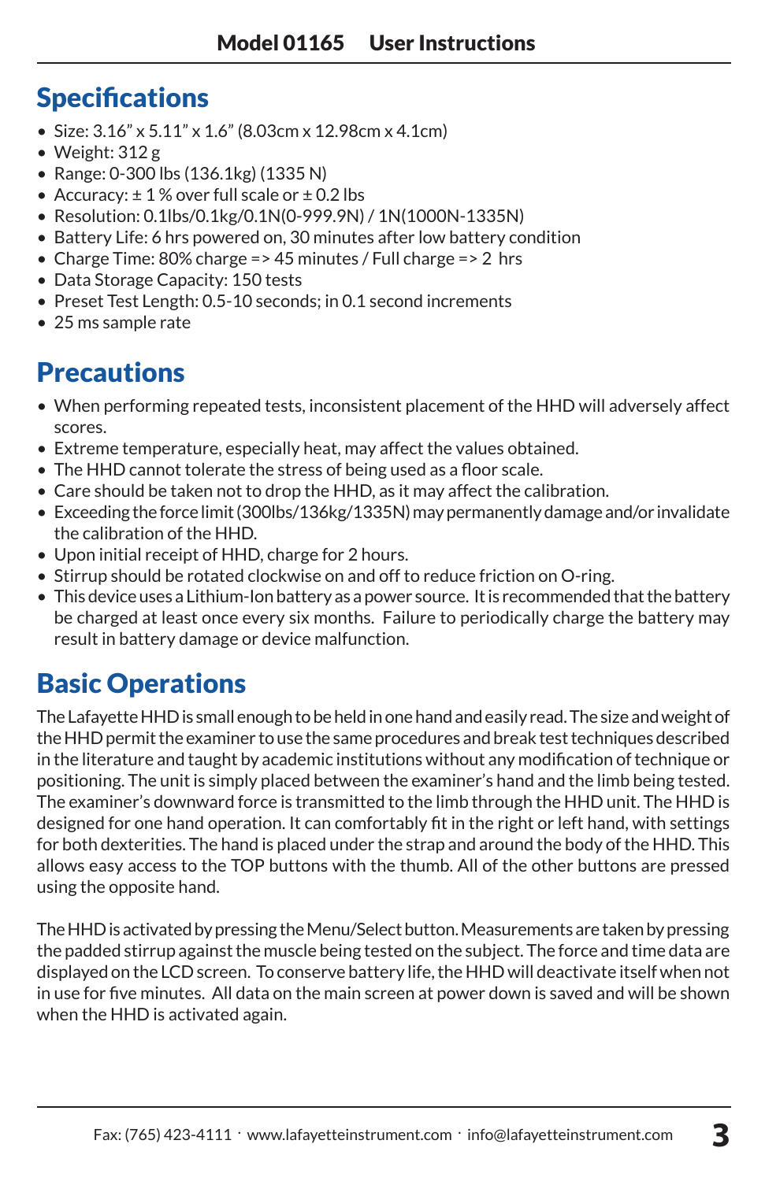## Specifications

- Size: 3.16" x 5.11" x 1.6" (8.03cm x 12.98cm x 4.1cm)
- Weight: 312 g
- Range: 0-300 lbs (136.1kg) (1335 N)
- Accuracy: ± 1 % over full scale or ± 0.2 lbs
- Resolution: 0.1lbs/0.1kg/0.1N(0-999.9N) / 1N(1000N-1335N)
- Battery Life: 6 hrs powered on, 30 minutes after low battery condition
- Charge Time: 80% charge => 45 minutes / Full charge => 2 hrs
- Data Storage Capacity: 150 tests
- Preset Test Length: 0.5-10 seconds; in 0.1 second increments
- 25 ms sample rate

## Precautions

- When performing repeated tests, inconsistent placement of the HHD will adversely affect scores.
- Extreme temperature, especially heat, may affect the values obtained.
- The HHD cannot tolerate the stress of being used as a floor scale.
- Care should be taken not to drop the HHD, as it may affect the calibration.
- Exceeding the force limit (300lbs/136kg/1335N) may permanently damage and/or invalidate the calibration of the HHD.
- Upon initial receipt of HHD, charge for 2 hours.
- Stirrup should be rotated clockwise on and off to reduce friction on O-ring.
- This device uses a Lithium-Ion battery as a power source. It is recommended that the battery be charged at least once every six months. Failure to periodically charge the battery may result in battery damage or device malfunction.

## Basic Operations

The Lafayette HHD is small enough to be held in one hand and easily read. The size and weight of the HHD permit the examiner to use the same procedures and break test techniques described in the literature and taught by academic institutions without any modification of technique or positioning. The unit is simply placed between the examiner's hand and the limb being tested. The examiner's downward force is transmitted to the limb through the HHD unit. The HHD is designed for one hand operation. It can comfortably fit in the right or left hand, with settings for both dexterities. The hand is placed under the strap and around the body of the HHD. This allows easy access to the TOP buttons with the thumb. All of the other buttons are pressed using the opposite hand.

The HHD is activated by pressing the Menu/Select button. Measurements are taken by pressing the padded stirrup against the muscle being tested on the subject. The force and time data are displayed on the LCD screen. To conserve battery life, the HHD will deactivate itself when not in use for five minutes. All data on the main screen at power down is saved and will be shown when the HHD is activated again.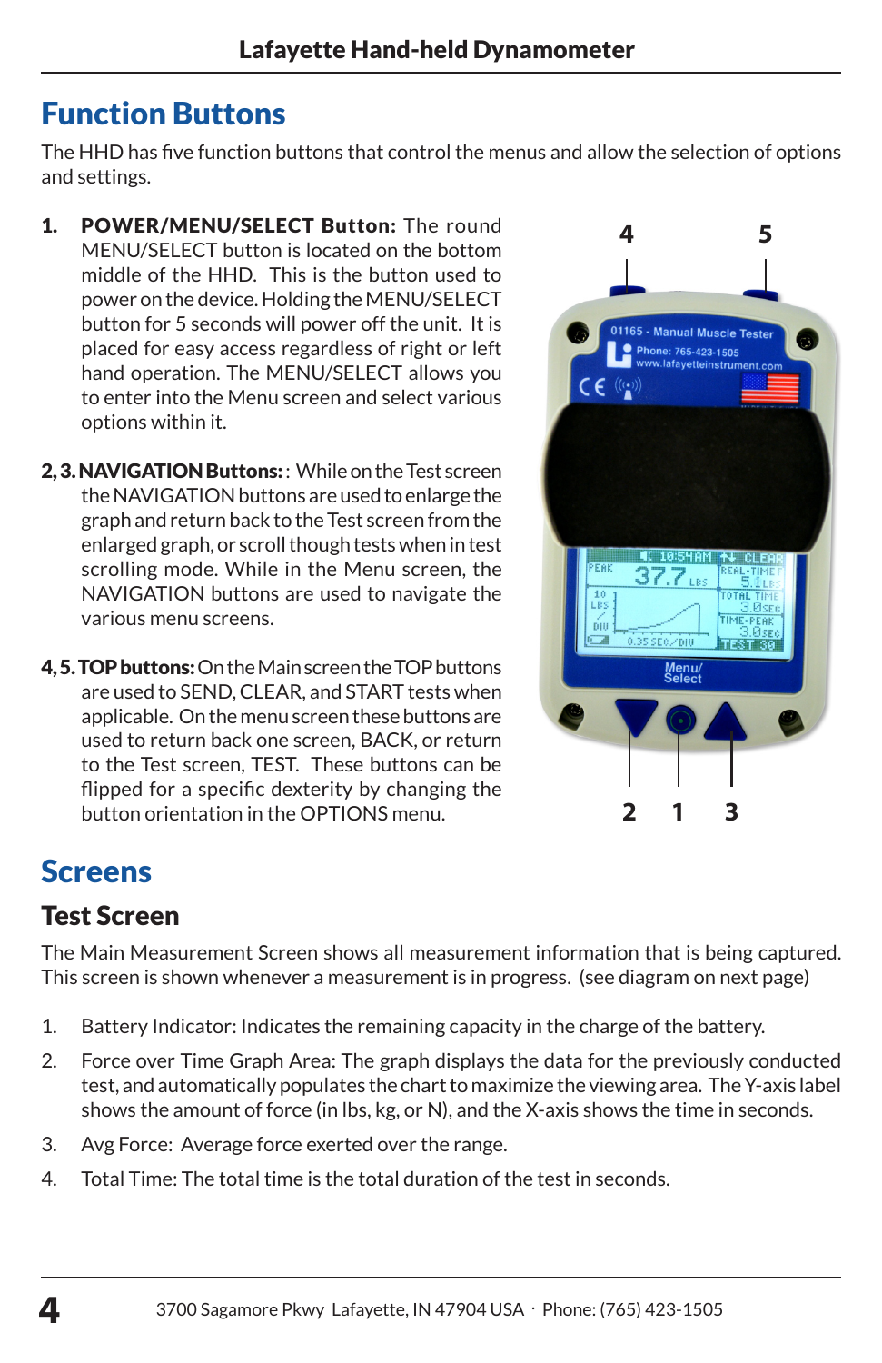# Function Buttons

The HHD has five function buttons that control the menus and allow the selection of options and settings.

1. **POWER/MENU/SELECT Button:** The round MENU/SELECT button is located on the bottom middle of the HHD. This is the button used to power on the device. Holding the MENU/SELECT button for 5 seconds will power off the unit. It is placed for easy access regardless of right or left hand operation. The MENU/SELECT allows you to enter into the Menu screen and select various options within it.

**2, 3. NAVIGATION Buttons:**: While on the Test screen the NAVIGATION buttons are used to enlarge the graph and return back to the Test screen from the enlarged graph, or scroll though tests when in test scrolling mode. While in the Menu screen, the NAVIGATION buttons are used to navigate the various menu screens.

**4, 5. TOP buttons:** On the Main screen the TOP buttons are used to SEND, CLEAR, and START tests when applicable. On the menu screen these buttons are used to return back one screen, BACK, or return to the Test screen, TEST. These buttons can be flipped for a specific dexterity by changing the button orientation in the OPTIONS menu.

# Screens

## Test Screen

The Main Measurement Screen shows all measurement information that is being captured. This screen is shown whenever a measurement is in progress. (see diagram on next page)

1. Battery Indicator: Indicates the remaining capacity in the charge of the battery.
2. Force over Time Graph Area: The graph displays the data for the previously conducted test, and automatically populates the chart to maximize the viewing area. The Y-axis label shows the amount of force (in lbs, kg, or N), and the X-axis shows the time in seconds.
3. Avg Force: Average force exerted over the range.
4. Total Time: The total time is the total duration of the test in seconds.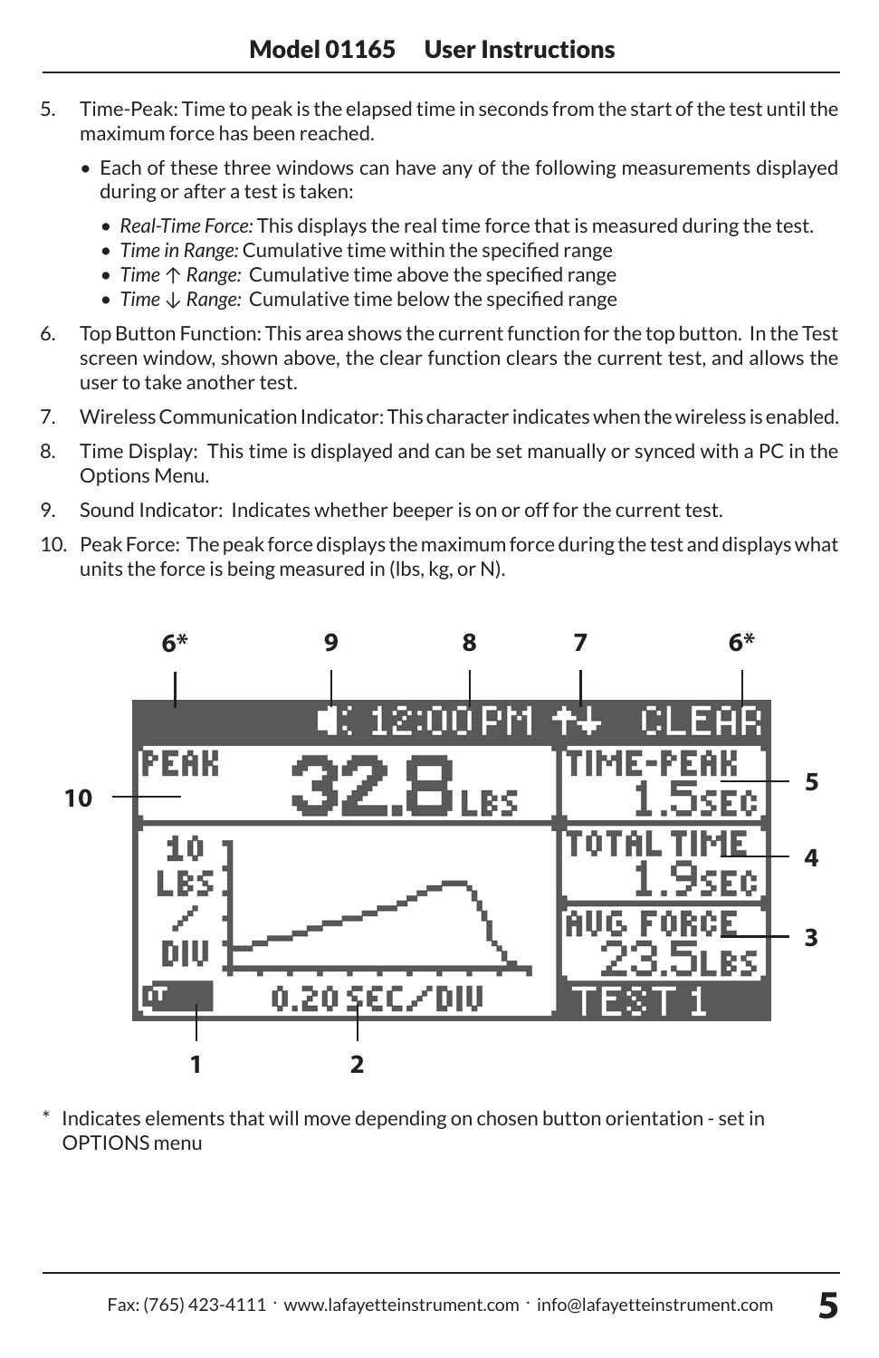5. Time-Peak: Time to peak is the elapsed time in seconds from the start of the test until the maximum force has been reached.
   - Each of these three windows can have any of the following measurements displayed during or after a test is taken:
     - *Real-Time Force:* This displays the real time force that is measured during the test.
     - *Time in Range:* Cumulative time within the specified range
     - *Time ↑ Range:* Cumulative time above the specified range
     - *Time ↓ Range:* Cumulative time below the specified range
6. Top Button Function: This area shows the current function for the top button. In the Test screen window, shown above, the clear function clears the current test, and allows the user to take another test.
7. Wireless Communication Indicator: This character indicates when the wireless is enabled.
8. Time Display: This time is displayed and can be set manually or synced with a PC in the Options Menu.
9. Sound Indicator: Indicates whether beeper is on or off for the current test.
10. Peak Force: The peak force displays the maximum force during the test and displays what units the force is being measured in (lbs, kg, or N).

\* Indicates elements that will move depending on chosen button orientation - set in OPTIONS menu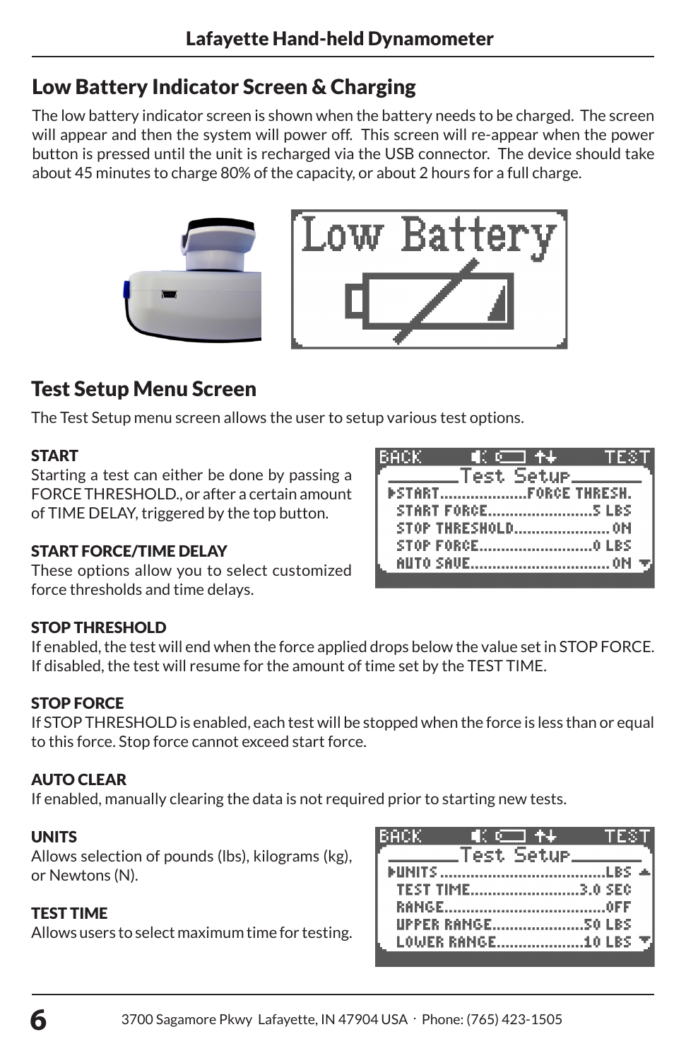## Low Battery Indicator Screen & Charging

The low battery indicator screen is shown when the battery needs to be charged. The screen will appear and then the system will power off. This screen will re-appear when the power button is pressed until the unit is recharged via the USB connector. The device should take about 45 minutes to charge 80% of the capacity, or about 2 hours for a full charge.

## Test Setup Menu Screen

The Test Setup menu screen allows the user to setup various test options.

**START**
Starting a test can either be done by passing a FORCE THRESHOLD., or after a certain amount of TIME DELAY, triggered by the top button.

**START FORCE/TIME DELAY**
These options allow you to select customized force thresholds and time delays.

**STOP THRESHOLD**
If enabled, the test will end when the force applied drops below the value set in STOP FORCE. If disabled, the test will resume for the amount of time set by the TEST TIME.

**STOP FORCE**
If STOP THRESHOLD is enabled, each test will be stopped when the force is less than or equal to this force. Stop force cannot exceed start force.

**AUTO CLEAR**
If enabled, manually clearing the data is not required prior to starting new tests.

**UNITS**
Allows selection of pounds (lbs), kilograms (kg), or Newtons (N).

**TEST TIME**
Allows users to select maximum time for testing.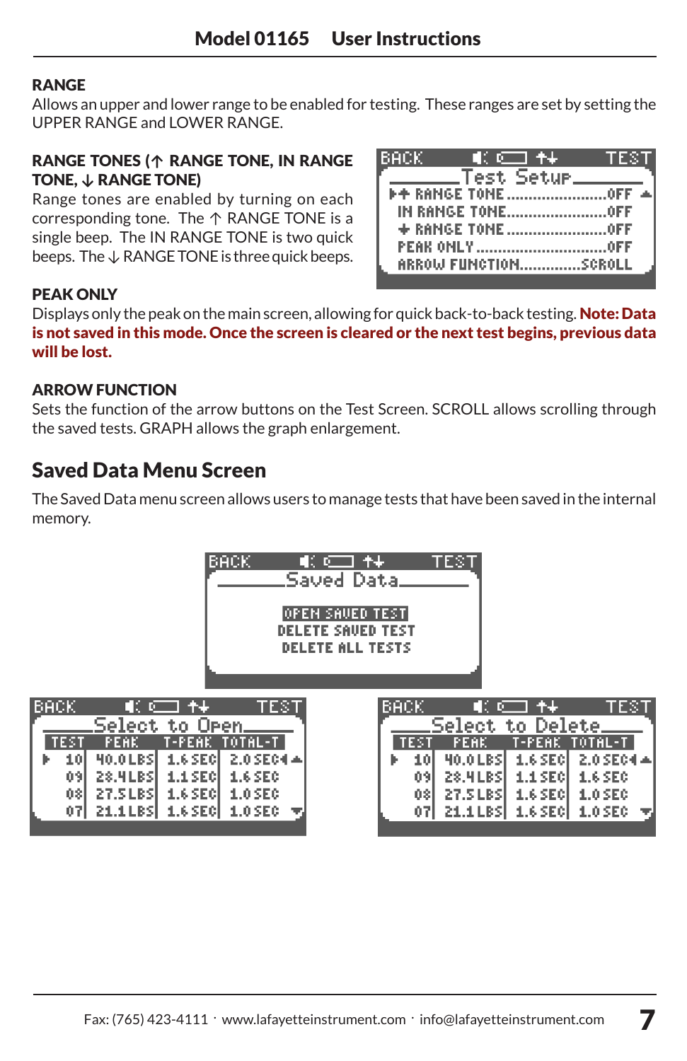**RANGE**

Allows an upper and lower range to be enabled for testing. These ranges are set by setting the UPPER RANGE and LOWER RANGE.

**RANGE TONES (↑ RANGE TONE, IN RANGE TONE, ↓ RANGE TONE)**

Range tones are enabled by turning on each corresponding tone. The ↑ RANGE TONE is a single beep. The IN RANGE TONE is two quick beeps. The ↓ RANGE TONE is three quick beeps.

**PEAK ONLY**

Displays only the peak on the main screen, allowing for quick back-to-back testing. **Note: Data is not saved in this mode. Once the screen is cleared or the next test begins, previous data will be lost.**

**ARROW FUNCTION**

Sets the function of the arrow buttons on the Test Screen. SCROLL allows scrolling through the saved tests. GRAPH allows the graph enlargement.

## Saved Data Menu Screen

The Saved Data menu screen allows users to manage tests that have been saved in the internal memory.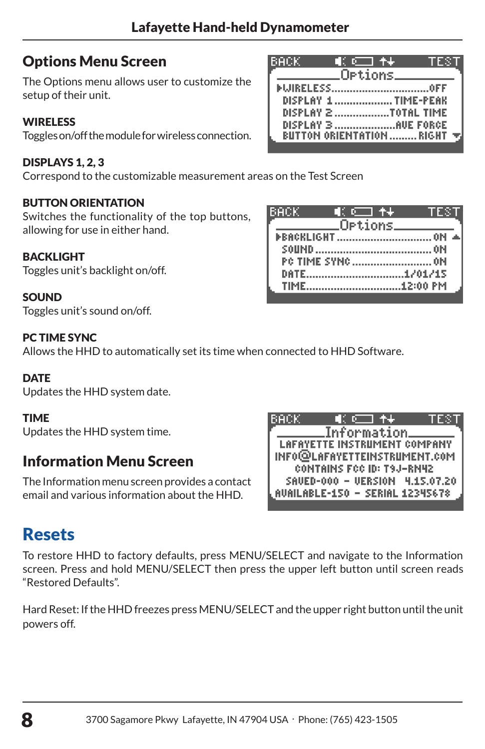## Options Menu Screen

The Options menu allows user to customize the setup of their unit.

**WIRELESS**
Toggles on/off the module for wireless connection.

**DISPLAYS 1, 2, 3**
Correspond to the customizable measurement areas on the Test Screen

**BUTTON ORIENTATION**
Switches the functionality of the top buttons, allowing for use in either hand.

**BACKLIGHT**
Toggles unit's backlight on/off.

**SOUND**
Toggles unit's sound on/off.

**PC TIME SYNC**
Allows the HHD to automatically set its time when connected to HHD Software.

**DATE**
Updates the HHD system date.

**TIME**
Updates the HHD system time.

## Information Menu Screen

The Information menu screen provides a contact email and various information about the HHD.

## Resets

To restore HHD to factory defaults, press MENU/SELECT and navigate to the Information screen. Press and hold MENU/SELECT then press the upper left button until screen reads "Restored Defaults".

Hard Reset: If the HHD freezes press MENU/SELECT and the upper right button until the unit powers off.

3700 Sagamore Pkwy Lafayette, IN 47904 USA · Phone: (765) 423-1505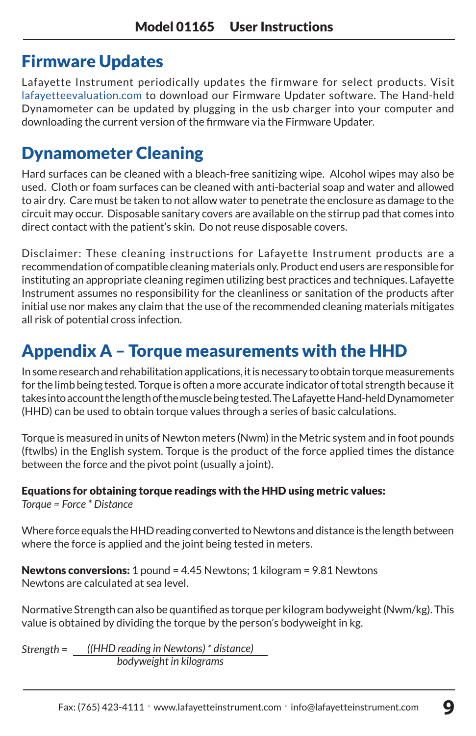## Firmware Updates

Lafayette Instrument periodically updates the firmware for select products. Visit lafayetteevaluation.com to download our Firmware Updater software. The Hand-held Dynamometer can be updated by plugging in the usb charger into your computer and downloading the current version of the firmware via the Firmware Updater.

## Dynamometer Cleaning

Hard surfaces can be cleaned with a bleach-free sanitizing wipe. Alcohol wipes may also be used. Cloth or foam surfaces can be cleaned with anti-bacterial soap and water and allowed to air dry. Care must be taken to not allow water to penetrate the enclosure as damage to the circuit may occur. Disposable sanitary covers are available on the stirrup pad that comes into direct contact with the patient's skin. Do not reuse disposable covers.

Disclaimer: These cleaning instructions for Lafayette Instrument products are a recommendation of compatible cleaning materials only. Product end users are responsible for instituting an appropriate cleaning regimen utilizing best practices and techniques. Lafayette Instrument assumes no responsibility for the cleanliness or sanitation of the products after initial use nor makes any claim that the use of the recommended cleaning materials mitigates all risk of potential cross infection.

## Appendix A – Torque measurements with the HHD

In some research and rehabilitation applications, it is necessary to obtain torque measurements for the limb being tested. Torque is often a more accurate indicator of total strength because it takes into account the length of the muscle being tested. The Lafayette Hand-held Dynamometer (HHD) can be used to obtain torque values through a series of basic calculations.

Torque is measured in units of Newton meters (Nwm) in the Metric system and in foot pounds (ftwlbs) in the English system. Torque is the product of the force applied times the distance between the force and the pivot point (usually a joint).

**Equations for obtaining torque readings with the HHD using metric values:**
*Torque = Force * Distance*

Where force equals the HHD reading converted to Newtons and distance is the length between where the force is applied and the joint being tested in meters.

**Newtons conversions:** 1 pound = 4.45 Newtons; 1 kilogram = 9.81 Newtons
Newtons are calculated at sea level.

Normative Strength can also be quantified as torque per kilogram bodyweight (Nwm/kg). This value is obtained by dividing the torque by the person's bodyweight in kg.

$$\text{Strength} = \frac{(\text{(HHD reading in Newtons)} * \text{distance})}{\text{bodyweight in kilograms}}$$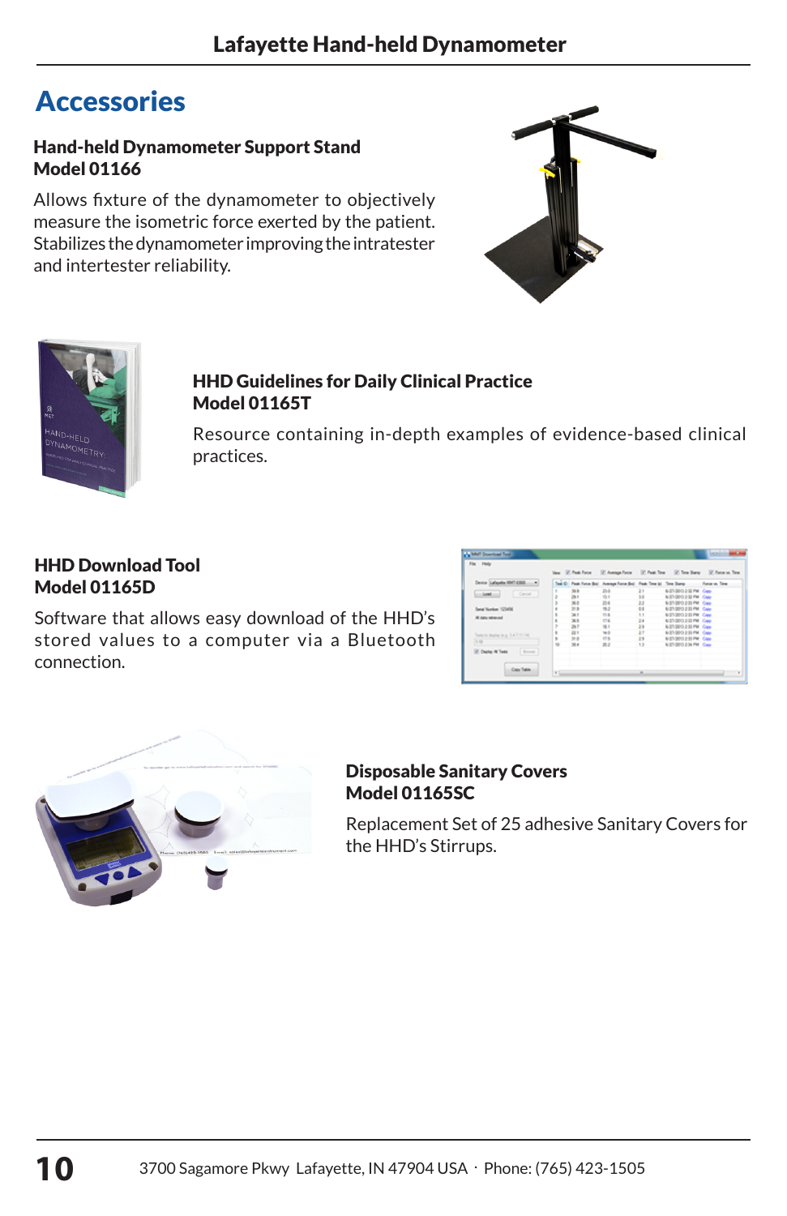# Accessories

### Hand-held Dynamometer Support Stand
### Model 01166

Allows fixture of the dynamometer to objectively measure the isometric force exerted by the patient. Stabilizes the dynamometer improving the intratester and intertester reliability.

### HHD Guidelines for Daily Clinical Practice
### Model 01165T

Resource containing in-depth examples of evidence-based clinical practices.

### HHD Download Tool
### Model 01165D

Software that allows easy download of the HHD's stored values to a computer via a Bluetooth connection.

### Disposable Sanitary Covers
### Model 01165SC

Replacement Set of 25 adhesive Sanitary Covers for the HHD's Stirrups.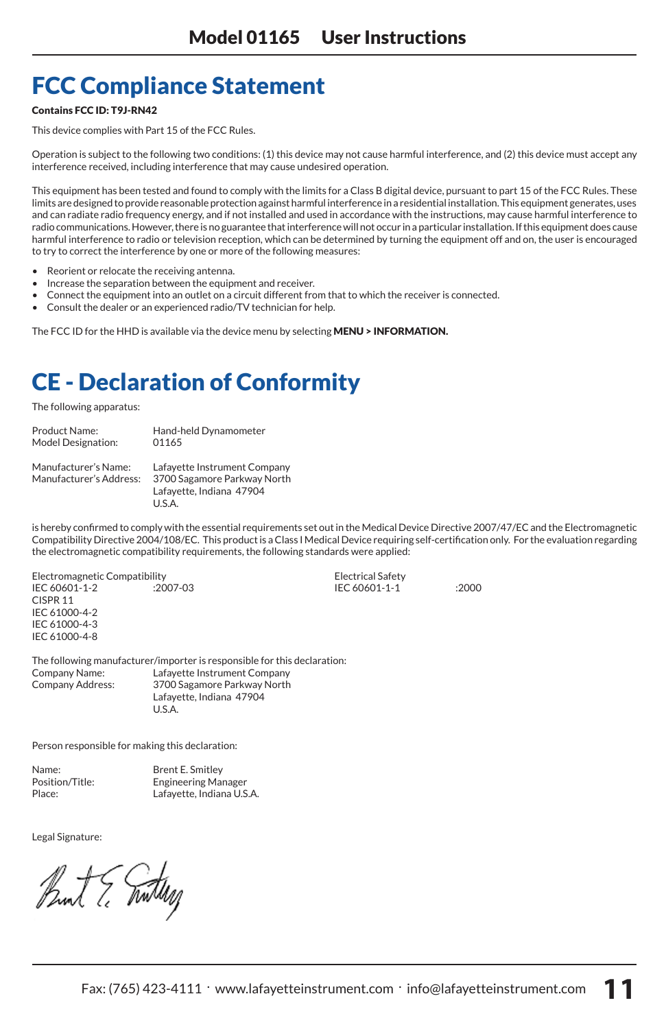# FCC Compliance Statement

**Contains FCC ID: T9J-RN42**

This device complies with Part 15 of the FCC Rules.

Operation is subject to the following two conditions: (1) this device may not cause harmful interference, and (2) this device must accept any interference received, including interference that may cause undesired operation.

This equipment has been tested and found to comply with the limits for a Class B digital device, pursuant to part 15 of the FCC Rules. These limits are designed to provide reasonable protection against harmful interference in a residential installation. This equipment generates, uses and can radiate radio frequency energy, and if not installed and used in accordance with the instructions, may cause harmful interference to radio communications. However, there is no guarantee that interference will not occur in a particular installation. If this equipment does cause harmful interference to radio or television reception, which can be determined by turning the equipment off and on, the user is encouraged to try to correct the interference by one or more of the following measures:

- Reorient or relocate the receiving antenna.
- Increase the separation between the equipment and receiver.
- Connect the equipment into an outlet on a circuit different from that to which the receiver is connected.
- Consult the dealer or an experienced radio/TV technician for help.

The FCC ID for the HHD is available via the device menu by selecting **MENU > INFORMATION.**

# CE - Declaration of Conformity

The following apparatus:

Product Name: Hand-held Dynamometer
Model Designation: 01165

Manufacturer's Name: Lafayette Instrument Company
Manufacturer's Address: 3700 Sagamore Parkway North
Lafayette, Indiana 47904
U.S.A.

is hereby confirmed to comply with the essential requirements set out in the Medical Device Directive 2007/47/EC and the Electromagnetic Compatibility Directive 2004/108/EC. This product is a Class I Medical Device requiring self-certification only. For the evaluation regarding the electromagnetic compatibility requirements, the following standards were applied:

Electromagnetic Compatibility
IEC 60601-1-2 :2007-03
CISPR 11
IEC 61000-4-2
IEC 61000-4-3
IEC 61000-4-8

Electrical Safety
IEC 60601-1-1 :2000

The following manufacturer/importer is responsible for this declaration:
Company Name: Lafayette Instrument Company
Company Address: 3700 Sagamore Parkway North
Lafayette, Indiana 47904
U.S.A.

Person responsible for making this declaration:

Name: Brent E. Smitley
Position/Title: Engineering Manager
Place: Lafayette, Indiana U.S.A.

Legal Signature: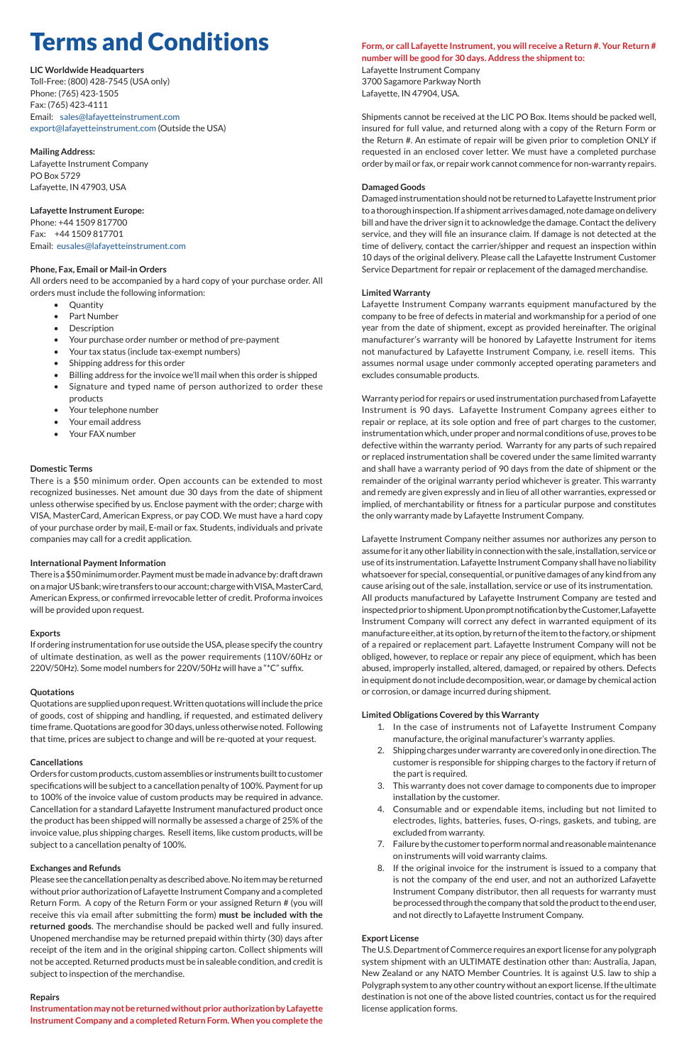# Terms and Conditions

**LIC Worldwide Headquarters**
Toll-Free: (800) 428-7545 (USA only)
Phone: (765) 423-1505
Fax: (765) 423-4111
Email: sales@lafayetteinstrument.com
export@lafayetteinstrument.com (Outside the USA)

**Mailing Address:**
Lafayette Instrument Company
PO Box 5729
Lafayette, IN 47903, USA

**Lafayette Instrument Europe:**
Phone: +44 1509 817700
Fax: +44 1509 817701
Email: eusales@lafayetteinstrument.com

**Phone, Fax, Email or Mail-in Orders**

All orders need to be accompanied by a hard copy of your purchase order. All orders must include the following information:

- Quantity
- Part Number
- Description
- Your purchase order number or method of pre-payment
- Your tax status (include tax-exempt numbers)
- Shipping address for this order
- Billing address for the invoice we'll mail when this order is shipped
- Signature and typed name of person authorized to order these products
- Your telephone number
- Your email address
- Your FAX number

**Domestic Terms**

There is a $50 minimum order. Open accounts can be extended to most recognized businesses. Net amount due 30 days from the date of shipment unless otherwise specified by us. Enclose payment with the order; charge with VISA, MasterCard, American Express, or pay COD. We must have a hard copy of your purchase order by mail, E-mail or fax. Students, individuals and private companies may call for a credit application.

**International Payment Information**

There is a $50 minimum order. Payment must be made in advance by: draft drawn on a major US bank; wire transfers to our account; charge with VISA, MasterCard, American Express, or confirmed irrevocable letter of credit. Proforma invoices will be provided upon request.

**Exports**

If ordering instrumentation for use outside the USA, please specify the country of ultimate destination, as well as the power requirements (110V/60Hz or 220V/50Hz). Some model numbers for 220V/50Hz will have a "*C" suffix.

**Quotations**

Quotations are supplied upon request. Written quotations will include the price of goods, cost of shipping and handling, if requested, and estimated delivery time frame. Quotations are good for 30 days, unless otherwise noted. Following that time, prices are subject to change and will be re-quoted at your request.

**Cancellations**

Orders for custom products, custom assemblies or instruments built to customer specifications will be subject to a cancellation penalty of 100%. Payment for up to 100% of the invoice value of custom products may be required in advance. Cancellation for a standard Lafayette Instrument manufactured product once the product has been shipped will normally be assessed a charge of 25% of the invoice value, plus shipping charges. Resell items, like custom products, will be subject to a cancellation penalty of 100%.

**Exchanges and Refunds**

Please see the cancellation penalty as described above. No item may be returned without prior authorization of Lafayette Instrument Company and a completed Return Form. A copy of the Return Form or your assigned Return # (you will receive this via email after submitting the form) **must be included with the returned goods**. The merchandise should be packed well and fully insured. Unopened merchandise may be returned prepaid within thirty (30) days after receipt of the item and in the original shipping carton. Collect shipments will not be accepted. Returned products must be in saleable condition, and credit is subject to inspection of the merchandise.

**Repairs**

**Instrumentation may not be returned without prior authorization by Lafayette Instrument Company and a completed Return Form. When you complete the Form, or call Lafayette Instrument, you will receive a Return #. Your Return # number will be good for 30 days. Address the shipment to:**
Lafayette Instrument Company
3700 Sagamore Parkway North
Lafayette, IN 47904, USA.

Shipments cannot be received at the LIC PO Box. Items should be packed well, insured for full value, and returned along with a copy of the Return Form or the Return #. An estimate of repair will be given prior to completion ONLY if requested in an enclosed cover letter. We must have a completed purchase order by mail or fax, or repair work cannot commence for non-warranty repairs.

**Damaged Goods**

Damaged instrumentation should not be returned to Lafayette Instrument prior to a thorough inspection. If a shipment arrives damaged, note damage on delivery bill and have the driver sign it to acknowledge the damage. Contact the delivery service, and they will file an insurance claim. If damage is not detected at the time of delivery, contact the carrier/shipper and request an inspection within 10 days of the original delivery. Please call the Lafayette Instrument Customer Service Department for repair or replacement of the damaged merchandise.

**Limited Warranty**

Lafayette Instrument Company warrants equipment manufactured by the company to be free of defects in material and workmanship for a period of one year from the date of shipment, except as provided hereinafter. The original manufacturer's warranty will be honored by Lafayette Instrument for items not manufactured by Lafayette Instrument Company, i.e. resell items. This assumes normal usage under commonly accepted operating parameters and excludes consumable products.

Warranty period for repairs or used instrumentation purchased from Lafayette Instrument is 90 days. Lafayette Instrument Company agrees either to repair or replace, at its sole option and free of part charges to the customer, instrumentation which, under proper and normal conditions of use, proves to be defective within the warranty period. Warranty for any parts of such repaired or replaced instrumentation shall be covered under the same limited warranty and shall have a warranty period of 90 days from the date of shipment or the remainder of the original warranty period whichever is greater. This warranty and remedy are given expressly and in lieu of all other warranties, expressed or implied, of merchantability or fitness for a particular purpose and constitutes the only warranty made by Lafayette Instrument Company.

Lafayette Instrument Company neither assumes nor authorizes any person to assume for it any other liability in connection with the sale, installation, service or use of its instrumentation. Lafayette Instrument Company shall have no liability whatsoever for special, consequential, or punitive damages of any kind from any cause arising out of the sale, installation, service or use of its instrumentation. All products manufactured by Lafayette Instrument Company are tested and inspected prior to shipment. Upon prompt notification by the Customer, Lafayette Instrument Company will correct any defect in warranted equipment of its manufacture either, at its option, by return of the item to the factory, or shipment of a repaired or replacement part. Lafayette Instrument Company will not be obliged, however, to replace or repair any piece of equipment, which has been abused, improperly installed, altered, damaged, or repaired by others. Defects in equipment do not include decomposition, wear, or damage by chemical action or corrosion, or damage incurred during shipment.

**Limited Obligations Covered by this Warranty**

1. In the case of instruments not of Lafayette Instrument Company manufacture, the original manufacturer's warranty applies.
2. Shipping charges under warranty are covered only in one direction. The customer is responsible for shipping charges to the factory if return of the part is required.
3. This warranty does not cover damage to components due to improper installation by the customer.
4. Consumable or expendable items, including but not limited to electrodes, lights, batteries, fuses, O-rings, gaskets, and tubing, are excluded from warranty.
7. Failure by the customer to perform normal and reasonable maintenance on instruments will void warranty claims.
8. If the original invoice for the instrument is issued to a company that is not the company of the end user, and not an authorized Lafayette Instrument Company distributor, then all requests for warranty must be processed through the company that sold the product to the end user, and not directly to Lafayette Instrument Company.

**Export License**

The U.S. Department of Commerce requires an export license for any polygraph system shipment with an ULTIMATE destination other than: Australia, Japan, New Zealand or any NATO Member Countries. It is against U.S. law to ship a Polygraph system to any other country without an export license. If the ultimate destination is not one of the above listed countries, contact us for the required license application forms.